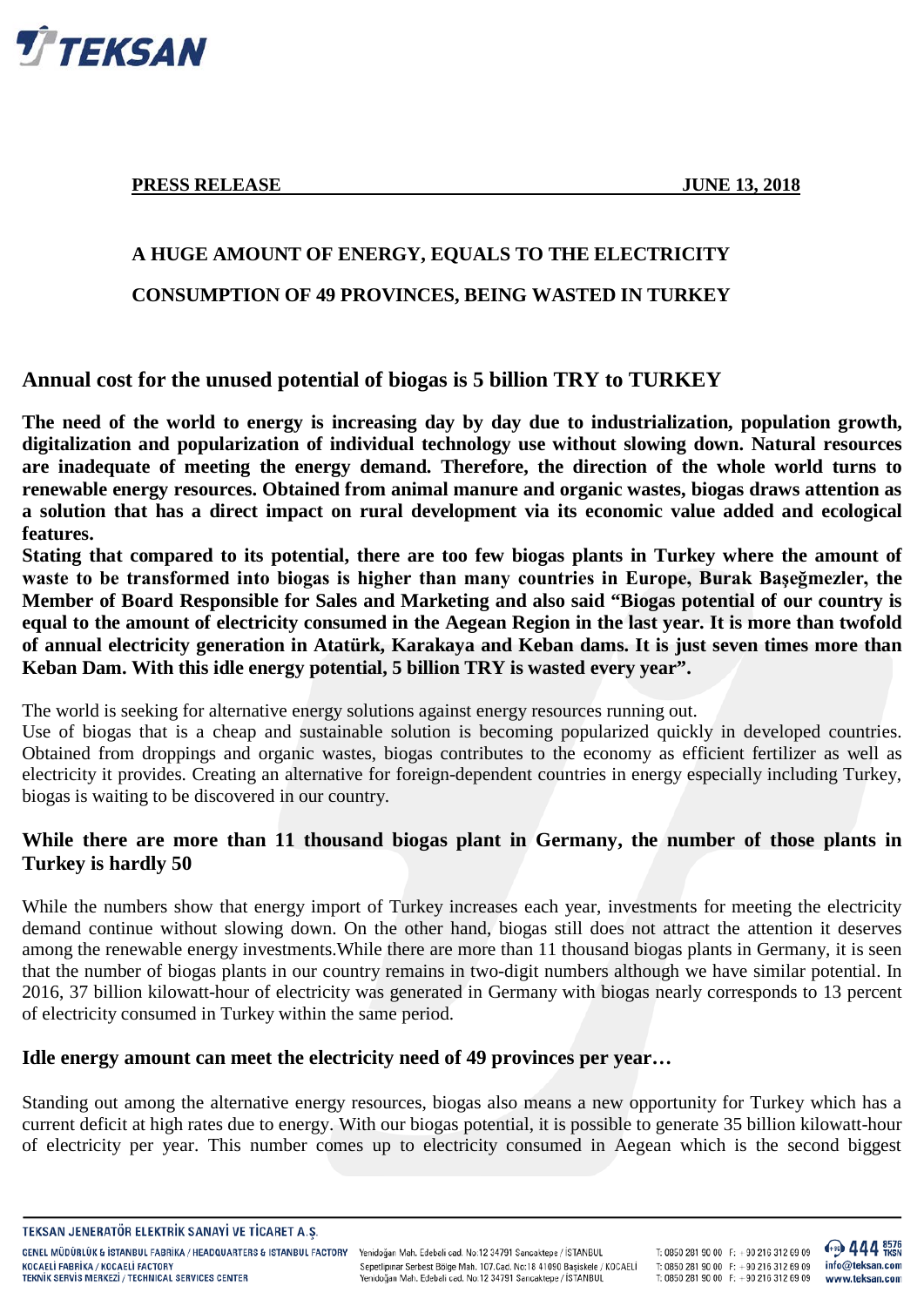**PRESS RELEASE** **JUNE 13, 2018**

**A HUGE AMOUNT OF ENERGY, EQUALS TO THE ELECTRICITY CONSUMPTION OF 49 PROVINCES, BEING WASTED IN TURKEY**

## Annual cost for the unused potential of biogas is 5 billion TRY to TURKEY

**The need of the world to energy is increasing day by day due to industrialization, population growth, digitalization and popularization of individual technology use without slowing down. Natural resources are inadequate of meeting the energy demand. Therefore, the direction of the whole world turns to renewable energy resources. Obtained from animal manure and organic wastes, biogas draws attention as a solution that has a direct impact on rural development via its economic value added and ecological features.**

**Stating that compared to its potential, there are too few biogas plants in Turkey where the amount of waste to be transformed into biogas is higher than many countries in Europe, Burak Başeğmezler, the Member of Board Responsible for Sales and Marketing and also said "Biogas potential of our country is equal to the amount of electricity consumed in the Aegean Region in the last year. It is more than twofold of annual electricity generation in Atatürk, Karakaya and Keban dams. It is just seven times more than Keban Dam. With this idle energy potential, 5 billion TRY is wasted every year".**

The world is seeking for alternative energy solutions against energy resources running out.

Use of biogas that is a cheap and sustainable solution is becoming popularized quickly in developed countries. Obtained from droppings and organic wastes, biogas contributes to the economy as efficient fertilizer as well as electricity it provides. Creating an alternative for foreign-dependent countries in energy especially including Turkey, biogas is waiting to be discovered in our country.

### While there are more than 11 thousand biogas plant in Germany, the number of those plants in Turkey is hardly 50

While the numbers show that energy import of Turkey increases each year, investments for meeting the electricity demand continue without slowing down. On the other hand, biogas still does not attract the attention it deserves among the renewable energy investments.While there are more than 11 thousand biogas plants in Germany, it is seen that the number of biogas plants in our country remains in two-digit numbers although we have similar potential. In 2016, 37 billion kilowatt-hour of electricity was generated in Germany with biogas nearly corresponds to 13 percent of electricity consumed in Turkey within the same period.

### Idle energy amount can meet the electricity need of 49 provinces per year…

Standing out among the alternative energy resources, biogas also means a new opportunity for Turkey which has a current deficit at high rates due to energy. With our biogas potential, it is possible to generate 35 billion kilowatt-hour of electricity per year. This number comes up to electricity consumed in Aegean which is the second biggest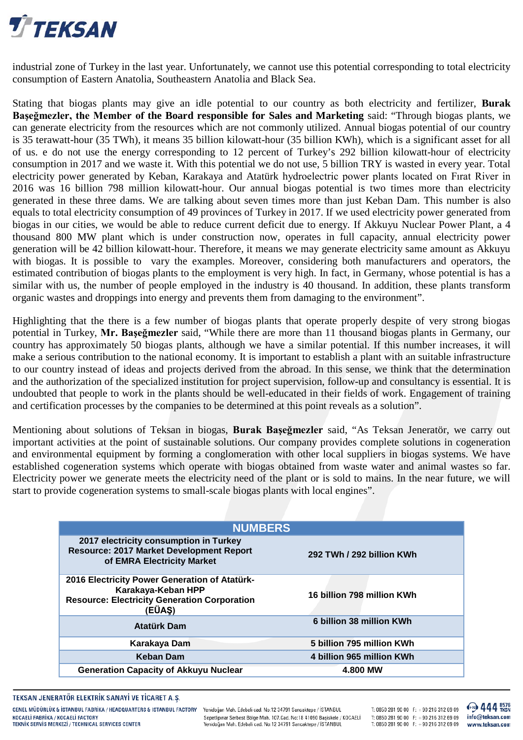industrial zone of Turkey in the last year. Unfortunately, we cannot use this potential corresponding to total electricity consumption of Eastern Anatolia, Southeastern Anatolia and Black Sea.

Stating that biogas plants may give an idle potential to our country as both electricity and fertilizer, **Burak Başeğmezler, the Member of the Board responsible for Sales and Marketing** said: "Through biogas plants, we can generate electricity from the resources which are not commonly utilized. Annual biogas potential of our country is 35 terawatt-hour (35 TWh), it means 35 billion kilowatt-hour (35 billion KWh), which is a significant asset for all of us. e do not use the energy corresponding to 12 percent of Turkey's 292 billion kilowatt-hour of electricity consumption in 2017 and we waste it. With this potential we do not use, 5 billion TRY is wasted in every year. Total electricity power generated by Keban, Karakaya and Atatürk hydroelectric power plants located on Fırat River in 2016 was 16 billion 798 million kilowatt-hour. Our annual biogas potential is two times more than electricity generated in these three dams. We are talking about seven times more than just Keban Dam. This number is also equals to total electricity consumption of 49 provinces of Turkey in 2017. If we used electricity power generated from biogas in our cities, we would be able to reduce current deficit due to energy. If Akkuyu Nuclear Power Plant, a 4 thousand 800 MW plant which is under construction now, operates in full capacity, annual electricity power generation will be 42 billion kilowatt-hour. Therefore, it means we may generate electricity same amount as Akkuyu with biogas. It is possible to vary the examples. Moreover, considering both manufacturers and operators, the estimated contribution of biogas plants to the employment is very high. In fact, in Germany, whose potential is has a similar with us, the number of people employed in the industry is 40 thousand. In addition, these plants transform organic wastes and droppings into energy and prevents them from damaging to the environment".

Highlighting that the there is a few number of biogas plants that operate properly despite of very strong biogas potential in Turkey, **Mr. Başeğmezler** said, "While there are more than 11 thousand biogas plants in Germany, our country has approximately 50 biogas plants, although we have a similar potential. If this number increases, it will make a serious contribution to the national economy. It is important to establish a plant with an suitable infrastructure to our country instead of ideas and projects derived from the abroad. In this sense, we think that the determination and the authorization of the specialized institution for project supervision, follow-up and consultancy is essential. It is undoubted that people to work in the plants should be well-educated in their fields of work. Engagement of training and certification processes by the companies to be determined at this point reveals as a solution".

Mentioning about solutions of Teksan in biogas, **Burak Başeğmezler** said, "As Teksan Jeneratör, we carry out important activities at the point of sustainable solutions. Our company provides complete solutions in cogeneration and environmental equipment by forming a conglomeration with other local suppliers in biogas systems. We have established cogeneration systems which operate with biogas obtained from waste water and animal wastes so far. Electricity power we generate meets the electricity need of the plant or is sold to mains. In the near future, we will start to provide cogeneration systems to small-scale biogas plants with local engines".

| NUMBERS | |
|---|---|
| **2017 electricity consumption in Turkey Resource: 2017 Market Development Report of EMRA Electricity Market** | **292 TWh / 292 billion KWh** |
| **2016 Electricity Power Generation of Atatürk-Karakaya-Keban HPP Resource: Electricity Generation Corporation (EÜAŞ)** | **16 billion 798 million KWh** |
| **Atatürk Dam** | **6 billion 38 million KWh** |
| **Karakaya Dam** | **5 billion 795 million KWh** |
| **Keban Dam** | **4 billion 965 million KWh** |
| **Generation Capacity of Akkuyu Nuclear** | **4.800 MW** |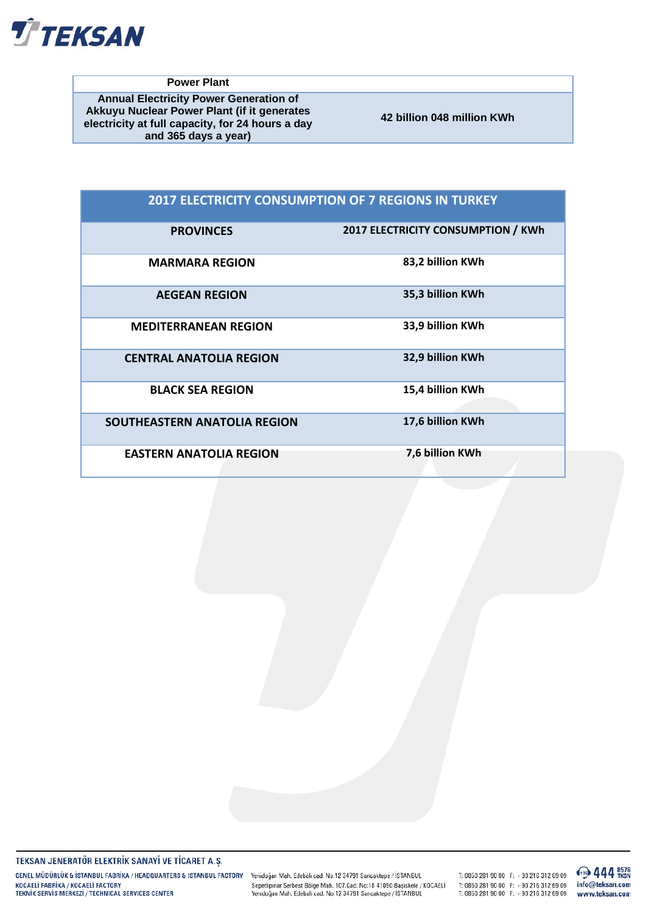| Power Plant | |
|---|---|
| Annual Electricity Power Generation of Akkuyu Nuclear Power Plant (if it generates electricity at full capacity, for 24 hours a day and 365 days a year) | 42 billion 048 million KWh |

| 2017 ELECTRICITY CONSUMPTION OF 7 REGIONS IN TURKEY | |
|---|---|
| PROVINCES | 2017 ELECTRICITY CONSUMPTION / KWh |
| MARMARA REGION | 83,2 billion KWh |
| AEGEAN REGION | 35,3 billion KWh |
| MEDITERRANEAN REGION | 33,9 billion KWh |
| CENTRAL ANATOLIA REGION | 32,9 billion KWh |
| BLACK SEA REGION | 15,4 billion KWh |
| SOUTHEASTERN ANATOLIA REGION | 17,6 billion KWh |
| EASTERN ANATOLIA REGION | 7,6 billion KWh |